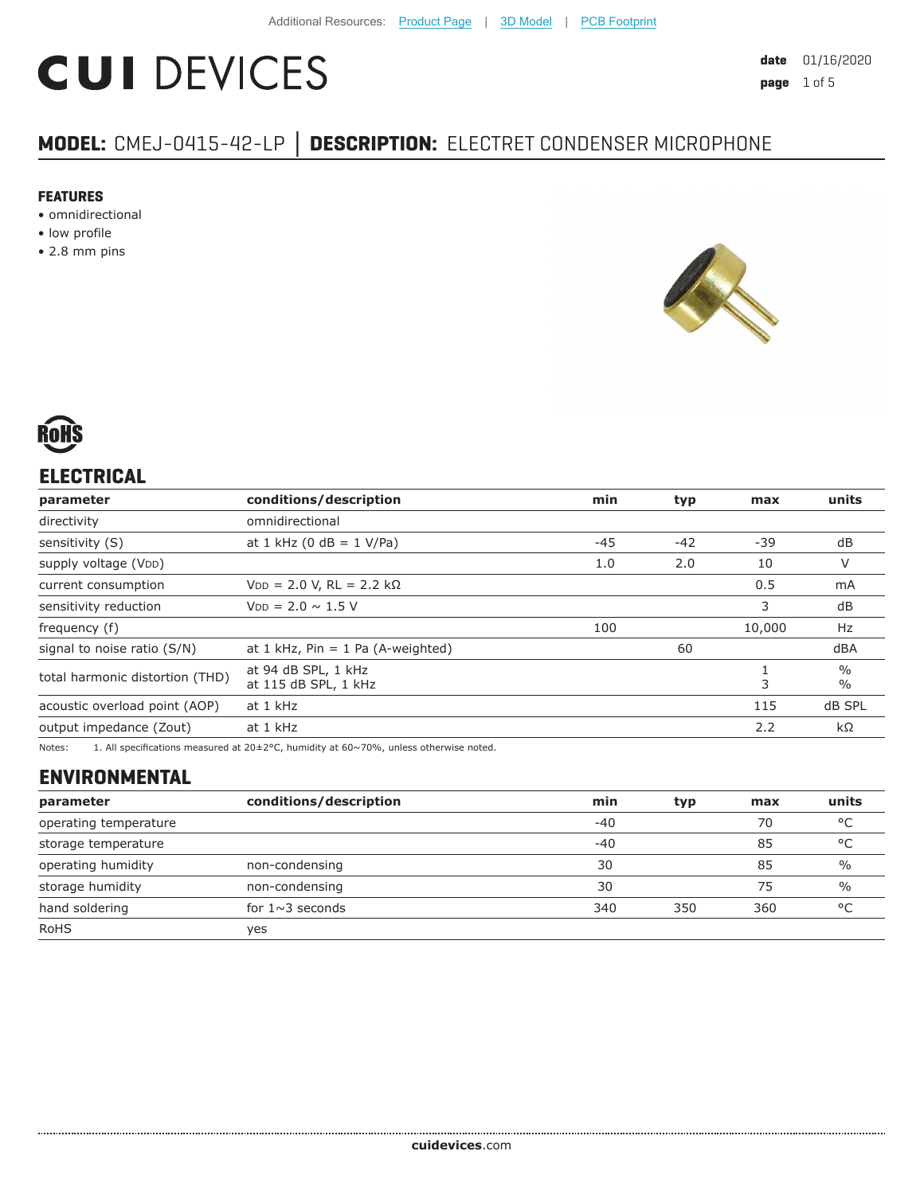Additional Resources: Product Page | 3D Model | PCB Footprint

# CUI DEVICES

date 01/16/2020

## MODEL: CMEJ-0415-42-LP | DESCRIPTION: ELECTRET CONDENSER MICROPHONE

### FEATURES

- omnidirectional
- low profile
- 2.8 mm pins

RoHS

## ELECTRICAL

| parameter | conditions/description | min | typ | max | units |
|---|---|---|---|---|---|
| directivity | omnidirectional | | | | |
| sensitivity (S) | at 1 kHz (0 dB = 1 V/Pa) | -45 | -42 | -39 | dB |
| supply voltage ($V_{DD}$) | | 1.0 | 2.0 | 10 | V |
| current consumption | $V_{DD}$ = 2.0 V, RL = 2.2 kΩ | | | 0.5 | mA |
| sensitivity reduction | $V_{DD}$ = 2.0 ~ 1.5 V | | | 3 | dB |
| frequency (f) | | 100 | | 10,000 | Hz |
| signal to noise ratio (S/N) | at 1 kHz, Pin = 1 Pa (A-weighted) | | 60 | | dBA |
| total harmonic distortion (THD) | at 94 dB SPL, 1 kHz<br>at 115 dB SPL, 1 kHz | | | 1<br>3 | %<br>% |
| acoustic overload point (AOP) | at 1 kHz | | | 115 | dB SPL |
| output impedance (Zout) | at 1 kHz | | | 2.2 | kΩ |

Notes: 1. All specifications measured at 20±2°C, humidity at 60~70%, unless otherwise noted.

## ENVIRONMENTAL

| parameter | conditions/description | min | typ | max | units |
|---|---|---|---|---|---|
| operating temperature | | -40 | | 70 | °C |
| storage temperature | | -40 | | 85 | °C |
| operating humidity | non-condensing | 30 | | 85 | % |
| storage humidity | non-condensing | 30 | | 75 | % |
| hand soldering | for 1~3 seconds | 340 | 350 | 360 | °C |
| RoHS | yes | | | | |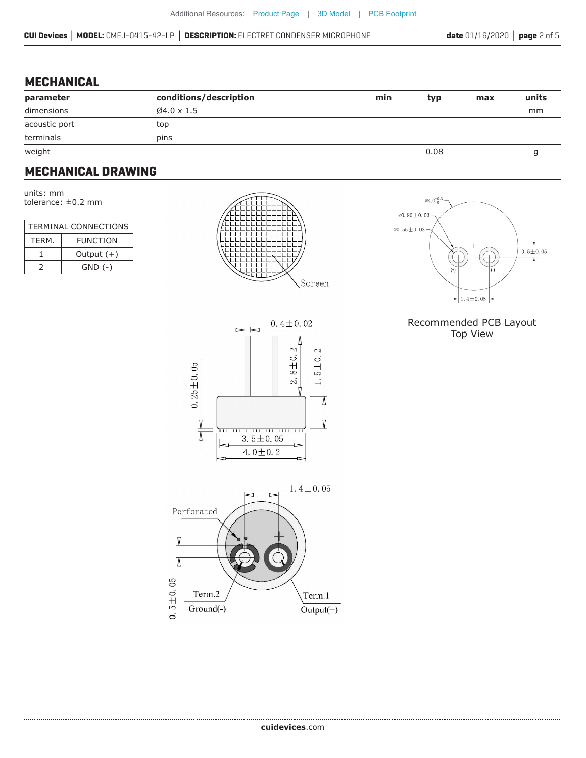## MECHANICAL

| parameter | conditions/description | min | typ | max | units |
|---|---|---|---|---|---|
| dimensions | Ø4.0 x 1.5 | | | | mm |
| acoustic port | top | | | | |
| terminals | pins | | | | |
| weight | | | 0.08 | | g |

## MECHANICAL DRAWING

units: mm
tolerance: ±0.2 mm

| TERMINAL CONNECTIONS | |
|---|---|
| TERM. | FUNCTION |
| 1 | Output (+) |
| 2 | GND (-) |

Recommended PCB Layout
Top View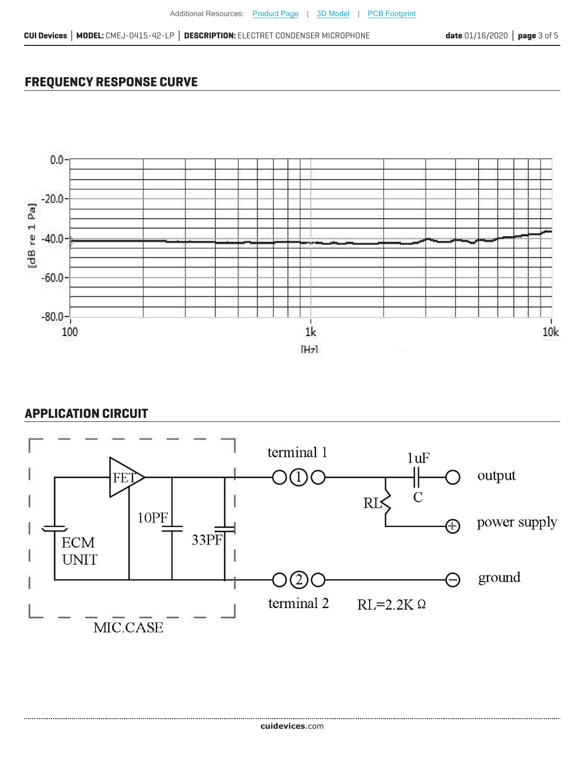## FREQUENCY RESPONSE CURVE

## APPLICATION CIRCUIT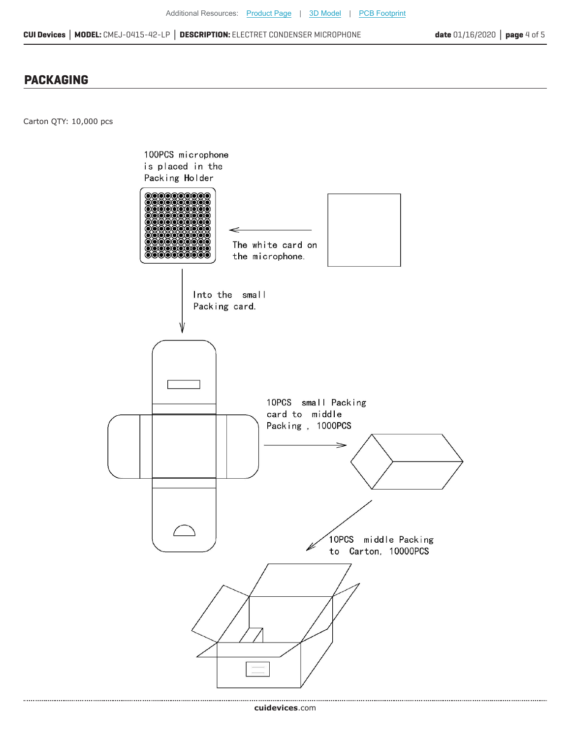## PACKAGING

Carton QTY: 10,000 pcs

100PCS microphone is placed in the Packing Holder

The white card on the microphone.

Into the small Packing card.

10PCS small Packing card to middle Packing , 1000PCS

10PCS middle Packing to Carton, 10000PCS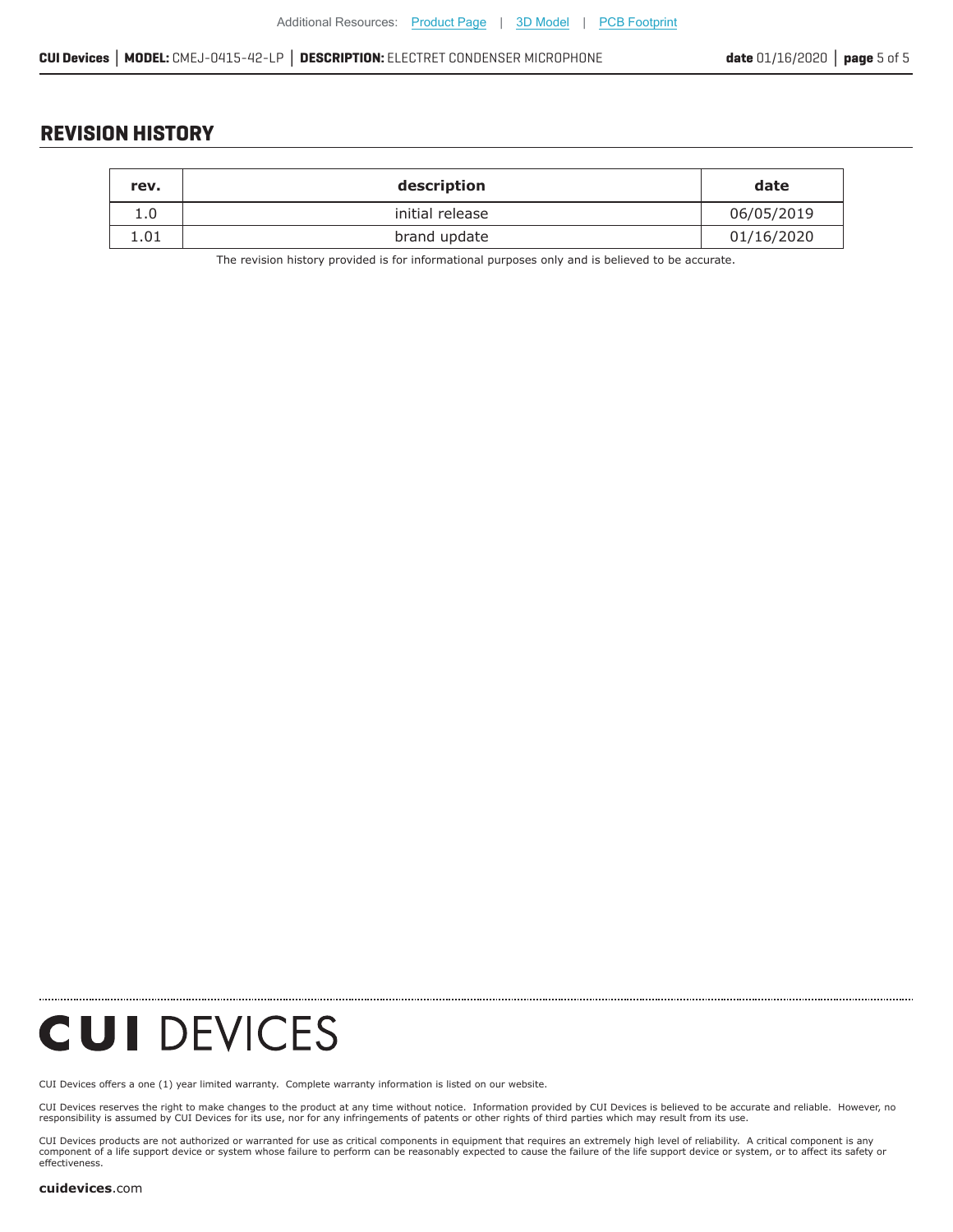## REVISION HISTORY

| rev. | description | date |
| --- | --- | --- |
| 1.0 | initial release | 06/05/2019 |
| 1.01 | brand update | 01/16/2020 |

The revision history provided is for informational purposes only and is believed to be accurate.

**CUI** DEVICES

CUI Devices offers a one (1) year limited warranty. Complete warranty information is listed on our website.

CUI Devices reserves the right to make changes to the product at any time without notice. Information provided by CUI Devices is believed to be accurate and reliable. However, no responsibility is assumed by CUI Devices for its use, nor for any infringements of patents or other rights of third parties which may result from its use.

CUI Devices products are not authorized or warranted for use as critical components in equipment that requires an extremely high level of reliability. A critical component is any component of a life support device or system whose failure to perform can be reasonably expected to cause the failure of the life support device or system, or to affect its safety or effectiveness.

**cuidevices**.com